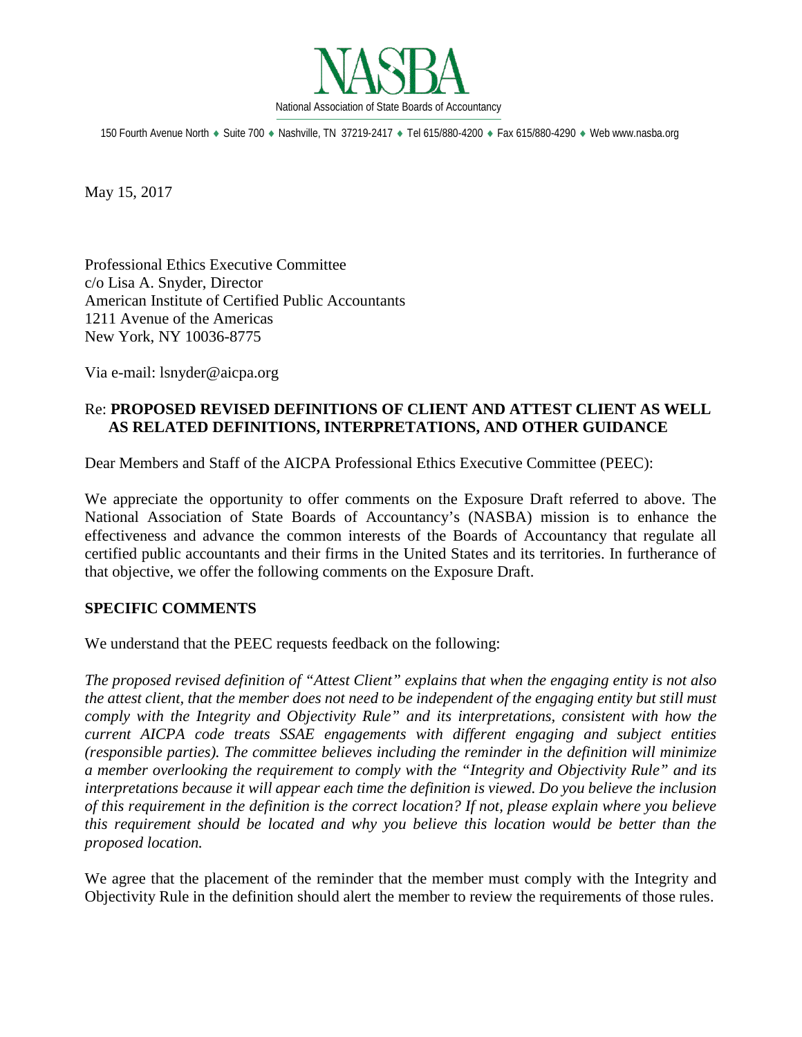# NASBA

National Association of State Boards of Accountancy

150 Fourth Avenue North ♦ Suite 700 ♦ Nashville, TN 37219-2417 ♦ Tel 615/880-4200 ♦ Fax 615/880-4290 ♦ Web www.nasba.org

May 15, 2017

Professional Ethics Executive Committee
c/o Lisa A. Snyder, Director
American Institute of Certified Public Accountants
1211 Avenue of the Americas
New York, NY 10036-8775

Via e-mail: lsnyder@aicpa.org

Re: **PROPOSED REVISED DEFINITIONS OF CLIENT AND ATTEST CLIENT AS WELL AS RELATED DEFINITIONS, INTERPRETATIONS, AND OTHER GUIDANCE**

Dear Members and Staff of the AICPA Professional Ethics Executive Committee (PEEC):

We appreciate the opportunity to offer comments on the Exposure Draft referred to above. The National Association of State Boards of Accountancy's (NASBA) mission is to enhance the effectiveness and advance the common interests of the Boards of Accountancy that regulate all certified public accountants and their firms in the United States and its territories. In furtherance of that objective, we offer the following comments on the Exposure Draft.

## SPECIFIC COMMENTS

We understand that the PEEC requests feedback on the following:

*The proposed revised definition of "Attest Client" explains that when the engaging entity is not also the attest client, that the member does not need to be independent of the engaging entity but still must comply with the Integrity and Objectivity Rule" and its interpretations, consistent with how the current AICPA code treats SSAE engagements with different engaging and subject entities (responsible parties). The committee believes including the reminder in the definition will minimize a member overlooking the requirement to comply with the "Integrity and Objectivity Rule" and its interpretations because it will appear each time the definition is viewed. Do you believe the inclusion of this requirement in the definition is the correct location? If not, please explain where you believe this requirement should be located and why you believe this location would be better than the proposed location.*

We agree that the placement of the reminder that the member must comply with the Integrity and Objectivity Rule in the definition should alert the member to review the requirements of those rules.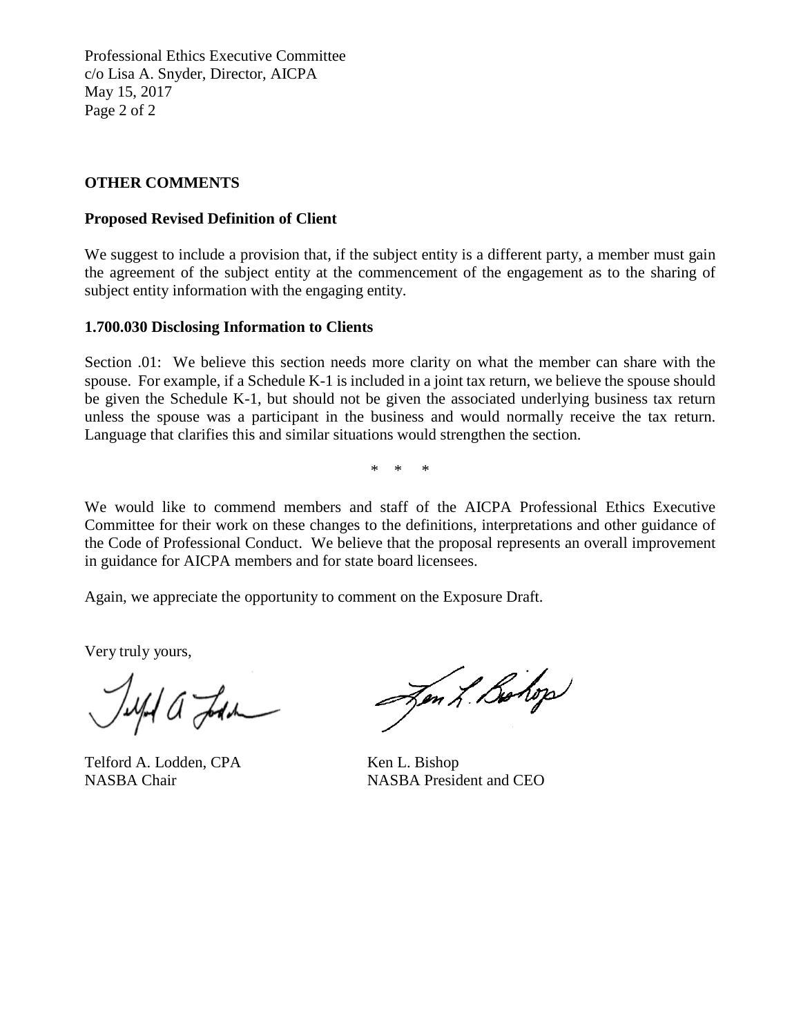## OTHER COMMENTS

### Proposed Revised Definition of Client

We suggest to include a provision that, if the subject entity is a different party, a member must gain the agreement of the subject entity at the commencement of the engagement as to the sharing of subject entity information with the engaging entity.

### 1.700.030 Disclosing Information to Clients

Section .01: We believe this section needs more clarity on what the member can share with the spouse. For example, if a Schedule K-1 is included in a joint tax return, we believe the spouse should be given the Schedule K-1, but should not be given the associated underlying business tax return unless the spouse was a participant in the business and would normally receive the tax return. Language that clarifies this and similar situations would strengthen the section.

\* \* \*

We would like to commend members and staff of the AICPA Professional Ethics Executive Committee for their work on these changes to the definitions, interpretations and other guidance of the Code of Professional Conduct. We believe that the proposal represents an overall improvement in guidance for AICPA members and for state board licensees.

Again, we appreciate the opportunity to comment on the Exposure Draft.

Very truly yours,

Telford A. Lodden, CPA
NASBA Chair

Ken L. Bishop
NASBA President and CEO